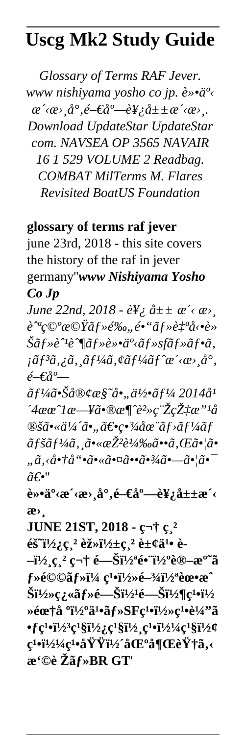# Uscg Mk2 Study Guide

*Glossary of Terms RAF Jever. www nishiyama yosho co jp. è»•ä°‹ æ´‹æ›¸å°‚é–€åº—è¥¿å±±æ´‹æ›¸. Download UpdateStar UpdateStar com. NAVSEA OP 3565 NAVAIR 16 1 529 VOLUME 2 Readbag. COMBAT MilTerms M. Flares Revisited BoatUS Foundation*

**glossary of terms raf jever**

june 23rd, 2018 - this site covers the history of the raf in jever germany''*www Nishiyama Yosho Co Jp*

*June 22nd, 2018 - è¥¿ å±± æ´‹ æ›¸ è¨ˆç®—æ©Ÿãƒ»é‰„é•"ãƒ»è‡ªå‹•è»Šãƒ»è¨ˆè¶ãƒ»è»•ä°‹ãƒ»sfãƒ»ãƒ•ã‚¡ãƒ³ã‚¿ã‚¸ãƒ¼ã‚¢ãƒ¼ãƒˆæ´‹æ›¸å°‚é–€åº——ãƒ¼ã•Šå®¢æ§˜ã•„ä½•ãƒ¼ 2014å¹´4æœˆ1æ—¥ã•®æ¶ˆè²»ç¨ŽçŽ‡æ”¹å®šã•«ä¼´ã•„ã€•ç•¾åœ¨ãƒ›ãƒ¼ãƒ ãƒšãƒ¼ã‚¸ã•«æŽ²è¼‰ã••ã‚Œã•¦ã•„ã‚‹å•†å"•ã•«ã•¤ã••ã•¾ã•—ã•¦ã•¯ã€•*''

**è»•ä°‹æ´‹æ›¸å°‚é–€åº—è¥¿å±±æ´‹æ›¸**

**JUNE 21ST, 2018 - ç¬† ç¸² éš"ï½¿ç¸² èž»ï½±ç¸² è±¢ä¹• è–ï½¸ç¸² ç¬† é—Šï½ªé•¨ï½ºè®–æº˜ãƒ»é©©ãƒ»ï¼ ç¹•ï½»é–¾ï½ªèœ•æˆŠï½»ç¿«ãƒ»é—Šï½¹é—Šï½¶ç¹•ï½»éœ†å ºï½ºä¹•ãƒ»SFç¹•ï½»ç¹•è¼"ã•ƒç¹•ï½³ç¹§ï½¿ç¹§ï½¸ç¹•ï½¼ç¹§ï½¢ç¹•ï½¼ç¹•åŸŸï½´åŒºå¶ŒèŸ†ã‚‹æ'©è Žãƒ»BR GT**'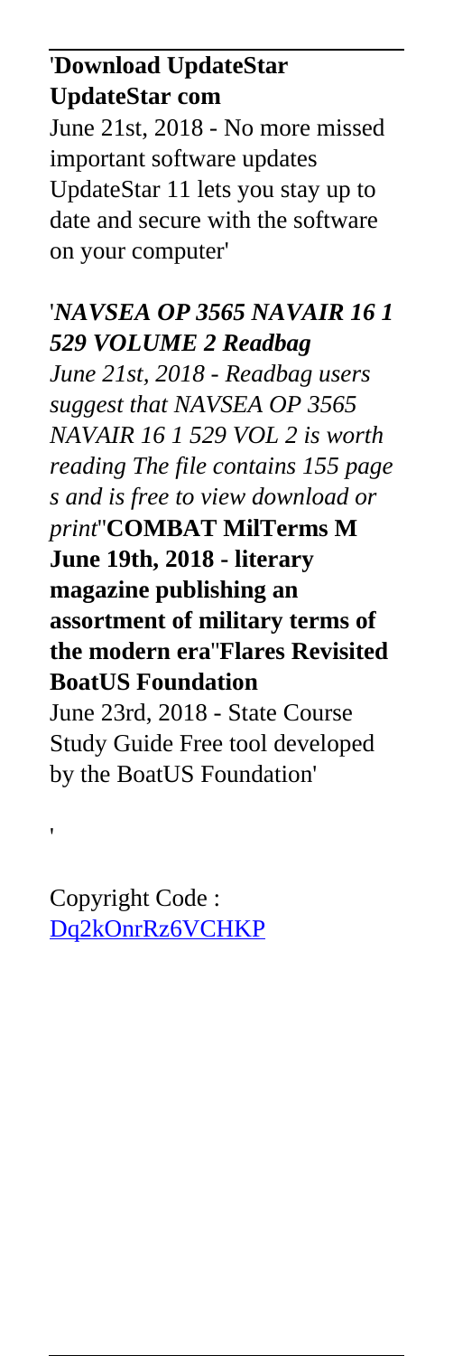'**Download UpdateStar UpdateStar com**
June 21st, 2018 - No more missed important software updates UpdateStar 11 lets you stay up to date and secure with the software on your computer'

'*NAVSEA OP 3565 NAVAIR 16 1 529 VOLUME 2 Readbag*
*June 21st, 2018 - Readbag users suggest that NAVSEA OP 3565 NAVAIR 16 1 529 VOL 2 is worth reading The file contains 155 page s and is free to view download or print*''**COMBAT MilTerms M**
**June 19th, 2018 - literary magazine publishing an assortment of military terms of the modern era**''**Flares Revisited BoatUS Foundation**
June 23rd, 2018 - State Course Study Guide Free tool developed by the BoatUS Foundation'

'

Copyright Code : Dq2kOnrRz6VCHKP